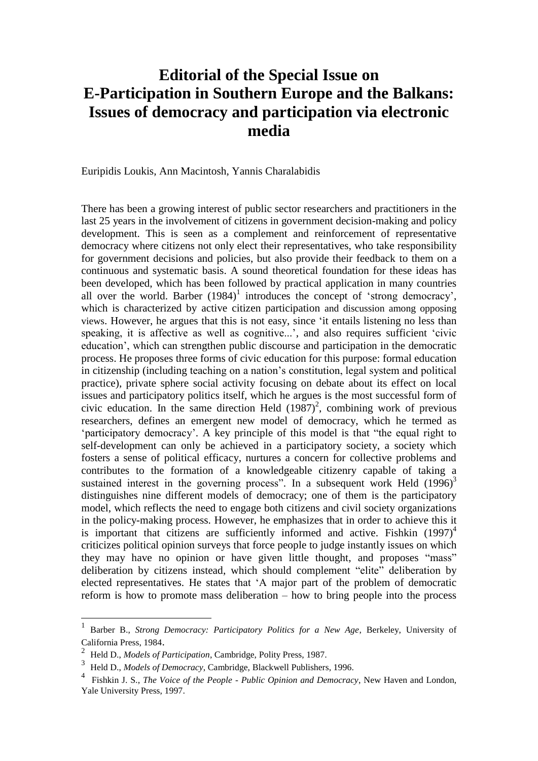# Editorial of the Special Issue on E-Participation in Southern Europe and the Balkans: Issues of democracy and participation via electronic media

Euripidis Loukis, Ann Macintosh, Yannis Charalabidis

There has been a growing interest of public sector researchers and practitioners in the last 25 years in the involvement of citizens in government decision-making and policy development. This is seen as a complement and reinforcement of representative democracy where citizens not only elect their representatives, who take responsibility for government decisions and policies, but also provide their feedback to them on a continuous and systematic basis. A sound theoretical foundation for these ideas has been developed, which has been followed by practical application in many countries all over the world. Barber (1984)[1] introduces the concept of 'strong democracy', which is characterized by active citizen participation and discussion among opposing views. However, he argues that this is not easy, since 'it entails listening no less than speaking, it is affective as well as cognitive...', and also requires sufficient 'civic education', which can strengthen public discourse and participation in the democratic process. He proposes three forms of civic education for this purpose: formal education in citizenship (including teaching on a nation's constitution, legal system and political practice), private sphere social activity focusing on debate about its effect on local issues and participatory politics itself, which he argues is the most successful form of civic education. In the same direction Held (1987)[2], combining work of previous researchers, defines an emergent new model of democracy, which he termed as 'participatory democracy'. A key principle of this model is that "the equal right to self-development can only be achieved in a participatory society, a society which fosters a sense of political efficacy, nurtures a concern for collective problems and contributes to the formation of a knowledgeable citizenry capable of taking a sustained interest in the governing process". In a subsequent work Held (1996)[3] distinguishes nine different models of democracy; one of them is the participatory model, which reflects the need to engage both citizens and civil society organizations in the policy-making process. However, he emphasizes that in order to achieve this it is important that citizens are sufficiently informed and active. Fishkin (1997)[4] criticizes political opinion surveys that force people to judge instantly issues on which they may have no opinion or have given little thought, and proposes "mass" deliberation by citizens instead, which should complement "elite" deliberation by elected representatives. He states that 'A major part of the problem of democratic reform is how to promote mass deliberation – how to bring people into the process

---

[1] Barber B., *Strong Democracy: Participatory Politics for a New Age*, Berkeley, University of California Press, 1984.

[2] Held D., *Models of Participation*, Cambridge, Polity Press, 1987.

[3] Held D., *Models of Democracy*, Cambridge, Blackwell Publishers, 1996.

[4] Fishkin J. S., *The Voice of the People - Public Opinion and Democracy*, New Haven and London, Yale University Press, 1997.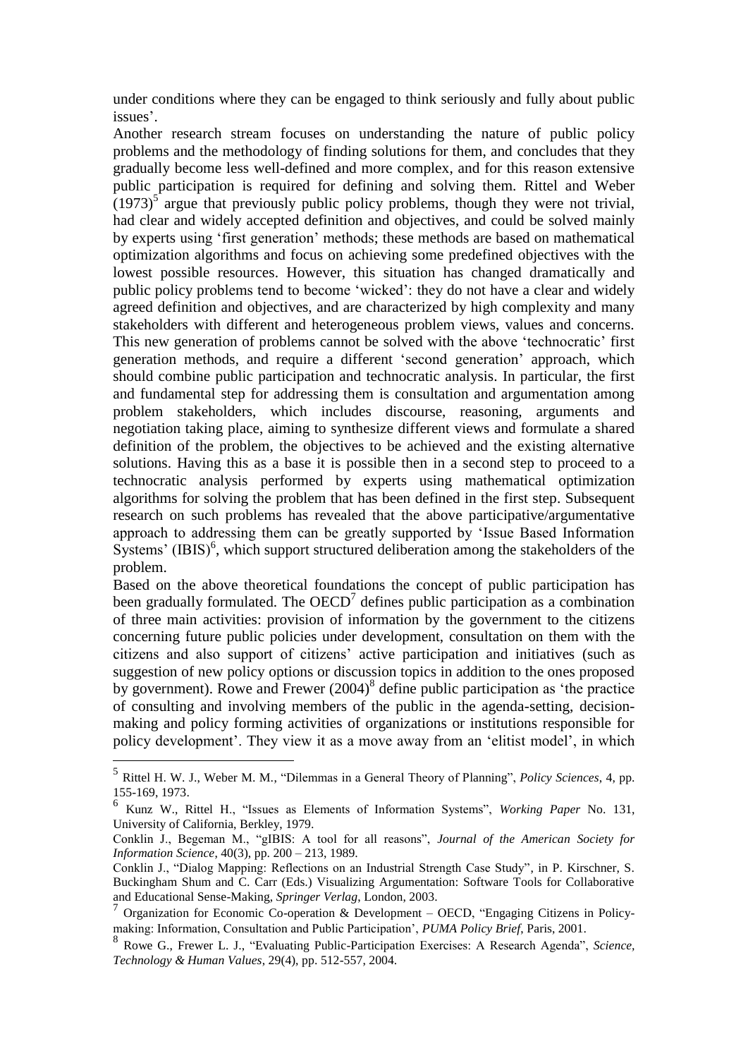under conditions where they can be engaged to think seriously and fully about public issues'.

Another research stream focuses on understanding the nature of public policy problems and the methodology of finding solutions for them, and concludes that they gradually become less well-defined and more complex, and for this reason extensive public participation is required for defining and solving them. Rittel and Weber (1973)[5] argue that previously public policy problems, though they were not trivial, had clear and widely accepted definition and objectives, and could be solved mainly by experts using 'first generation' methods; these methods are based on mathematical optimization algorithms and focus on achieving some predefined objectives with the lowest possible resources. However, this situation has changed dramatically and public policy problems tend to become 'wicked': they do not have a clear and widely agreed definition and objectives, and are characterized by high complexity and many stakeholders with different and heterogeneous problem views, values and concerns. This new generation of problems cannot be solved with the above 'technocratic' first generation methods, and require a different 'second generation' approach, which should combine public participation and technocratic analysis. In particular, the first and fundamental step for addressing them is consultation and argumentation among problem stakeholders, which includes discourse, reasoning, arguments and negotiation taking place, aiming to synthesize different views and formulate a shared definition of the problem, the objectives to be achieved and the existing alternative solutions. Having this as a base it is possible then in a second step to proceed to a technocratic analysis performed by experts using mathematical optimization algorithms for solving the problem that has been defined in the first step. Subsequent research on such problems has revealed that the above participative/argumentative approach to addressing them can be greatly supported by 'Issue Based Information Systems' (IBIS)[6], which support structured deliberation among the stakeholders of the problem.

Based on the above theoretical foundations the concept of public participation has been gradually formulated. The OECD[7] defines public participation as a combination of three main activities: provision of information by the government to the citizens concerning future public policies under development, consultation on them with the citizens and also support of citizens' active participation and initiatives (such as suggestion of new policy options or discussion topics in addition to the ones proposed by government). Rowe and Frewer (2004)[8] define public participation as 'the practice of consulting and involving members of the public in the agenda-setting, decision-making and policy forming activities of organizations or institutions responsible for policy development'. They view it as a move away from an 'elitist model', in which

---

[5] Rittel H. W. J., Weber M. M., "Dilemmas in a General Theory of Planning", *Policy Sciences*, 4, pp. 155-169, 1973.

[6] Kunz W., Rittel H., "Issues as Elements of Information Systems", *Working Paper* No. 131, University of California, Berkley, 1979.

Conklin J., Begeman M., "gIBIS: A tool for all reasons", *Journal of the American Society for Information Science*, 40(3), pp. 200 – 213, 1989.

Conklin J., "Dialog Mapping: Reflections on an Industrial Strength Case Study", in P. Kirschner, S. Buckingham Shum and C. Carr (Eds.) Visualizing Argumentation: Software Tools for Collaborative and Educational Sense-Making, *Springer Verlag*, London, 2003.

[7] Organization for Economic Co-operation & Development – OECD, "Engaging Citizens in Policy-making: Information, Consultation and Public Participation', *PUMA Policy Brief*, Paris, 2001.

[8] Rowe G., Frewer L. J., "Evaluating Public-Participation Exercises: A Research Agenda", *Science, Technology & Human Values*, 29(4), pp. 512-557, 2004.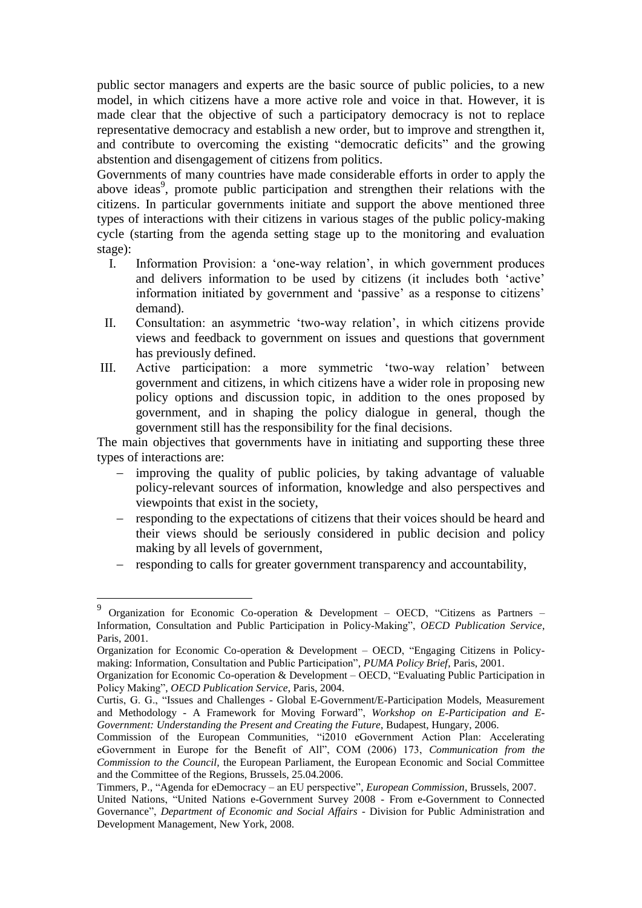public sector managers and experts are the basic source of public policies, to a new model, in which citizens have a more active role and voice in that. However, it is made clear that the objective of such a participatory democracy is not to replace representative democracy and establish a new order, but to improve and strengthen it, and contribute to overcoming the existing "democratic deficits" and the growing abstention and disengagement of citizens from politics.

Governments of many countries have made considerable efforts in order to apply the above ideas[9], promote public participation and strengthen their relations with the citizens. In particular governments initiate and support the above mentioned three types of interactions with their citizens in various stages of the public policy-making cycle (starting from the agenda setting stage up to the monitoring and evaluation stage):

I. Information Provision: a 'one-way relation', in which government produces and delivers information to be used by citizens (it includes both 'active' information initiated by government and 'passive' as a response to citizens' demand).

II. Consultation: an asymmetric 'two-way relation', in which citizens provide views and feedback to government on issues and questions that government has previously defined.

III. Active participation: a more symmetric 'two-way relation' between government and citizens, in which citizens have a wider role in proposing new policy options and discussion topic, in addition to the ones proposed by government, and in shaping the policy dialogue in general, though the government still has the responsibility for the final decisions.

The main objectives that governments have in initiating and supporting these three types of interactions are:

- improving the quality of public policies, by taking advantage of valuable policy-relevant sources of information, knowledge and also perspectives and viewpoints that exist in the society,
- responding to the expectations of citizens that their voices should be heard and their views should be seriously considered in public decision and policy making by all levels of government,
- responding to calls for greater government transparency and accountability,

---

[9] Organization for Economic Co-operation & Development – OECD, "Citizens as Partners – Information, Consultation and Public Participation in Policy-Making", *OECD Publication Service*, Paris, 2001.

Organization for Economic Co-operation & Development – OECD, "Engaging Citizens in Policy-making: Information, Consultation and Public Participation", *PUMA Policy Brief*, Paris, 2001.

Organization for Economic Co-operation & Development – OECD, "Evaluating Public Participation in Policy Making", *OECD Publication Service*, Paris, 2004.

Curtis, G. G., "Issues and Challenges - Global E-Government/E-Participation Models, Measurement and Methodology - A Framework for Moving Forward", *Workshop on E-Participation and E-Government: Understanding the Present and Creating the Future*, Budapest, Hungary, 2006.

Commission of the European Communities, "i2010 eGovernment Action Plan: Accelerating eGovernment in Europe for the Benefit of All", COM (2006) 173, *Communication from the Commission to the Council*, the European Parliament, the European Economic and Social Committee and the Committee of the Regions, Brussels, 25.04.2006.

Timmers, P., "Agenda for eDemocracy – an EU perspective", *European Commission*, Brussels, 2007.

United Nations, "United Nations e-Government Survey 2008 - From e-Government to Connected Governance", *Department of Economic and Social Affairs* - Division for Public Administration and Development Management, New York, 2008.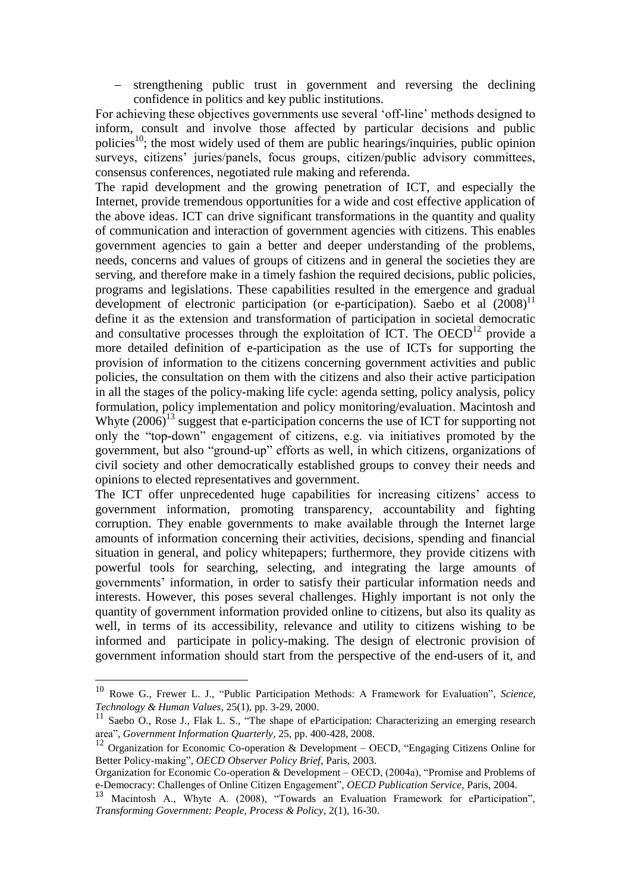- strengthening public trust in government and reversing the declining confidence in politics and key public institutions.

For achieving these objectives governments use several 'off-line' methods designed to inform, consult and involve those affected by particular decisions and public policies[10]; the most widely used of them are public hearings/inquiries, public opinion surveys, citizens' juries/panels, focus groups, citizen/public advisory committees, consensus conferences, negotiated rule making and referenda.

The rapid development and the growing penetration of ICT, and especially the Internet, provide tremendous opportunities for a wide and cost effective application of the above ideas. ICT can drive significant transformations in the quantity and quality of communication and interaction of government agencies with citizens. This enables government agencies to gain a better and deeper understanding of the problems, needs, concerns and values of groups of citizens and in general the societies they are serving, and therefore make in a timely fashion the required decisions, public policies, programs and legislations. These capabilities resulted in the emergence and gradual development of electronic participation (or e-participation). Saebo et al (2008)[11] define it as the extension and transformation of participation in societal democratic and consultative processes through the exploitation of ICT. The OECD[12] provide a more detailed definition of e-participation as the use of ICTs for supporting the provision of information to the citizens concerning government activities and public policies, the consultation on them with the citizens and also their active participation in all the stages of the policy-making life cycle: agenda setting, policy analysis, policy formulation, policy implementation and policy monitoring/evaluation. Macintosh and Whyte (2006)[13] suggest that e-participation concerns the use of ICT for supporting not only the "top-down" engagement of citizens, e.g. via initiatives promoted by the government, but also "ground-up" efforts as well, in which citizens, organizations of civil society and other democratically established groups to convey their needs and opinions to elected representatives and government.

The ICT offer unprecedented huge capabilities for increasing citizens' access to government information, promoting transparency, accountability and fighting corruption. They enable governments to make available through the Internet large amounts of information concerning their activities, decisions, spending and financial situation in general, and policy whitepapers; furthermore, they provide citizens with powerful tools for searching, selecting, and integrating the large amounts of governments' information, in order to satisfy their particular information needs and interests. However, this poses several challenges. Highly important is not only the quantity of government information provided online to citizens, but also its quality as well, in terms of its accessibility, relevance and utility to citizens wishing to be informed and participate in policy-making. The design of electronic provision of government information should start from the perspective of the end-users of it, and

---

[10] Rowe G., Frewer L. J., "Public Participation Methods: A Framework for Evaluation", *Science, Technology & Human Values*, 25(1), pp. 3-29, 2000.

[11] Saebo O., Rose J., Flak L. S., "The shape of eParticipation: Characterizing an emerging research area", *Government Information Quarterly*, 25, pp. 400-428, 2008.

[12] Organization for Economic Co-operation & Development – OECD, "Engaging Citizens Online for Better Policy-making", *OECD Observer Policy Brief*, Paris, 2003.

Organization for Economic Co-operation & Development – OECD, (2004a), "Promise and Problems of e-Democracy: Challenges of Online Citizen Engagement", *OECD Publication Service*, Paris, 2004.

[13] Macintosh A., Whyte A. (2008), "Towards an Evaluation Framework for eParticipation", *Transforming Government: People, Process & Policy*, 2(1), 16-30.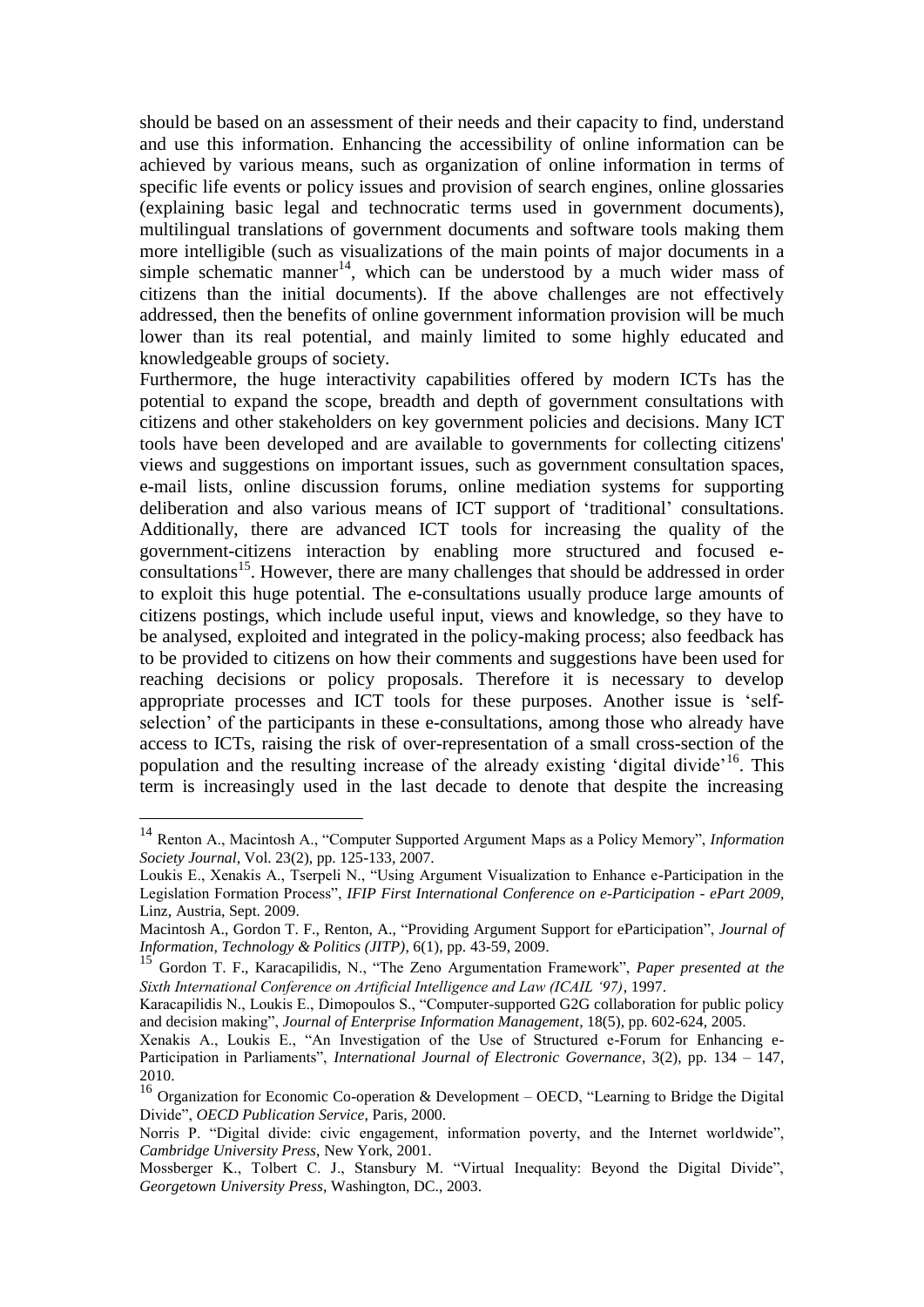should be based on an assessment of their needs and their capacity to find, understand and use this information. Enhancing the accessibility of online information can be achieved by various means, such as organization of online information in terms of specific life events or policy issues and provision of search engines, online glossaries (explaining basic legal and technocratic terms used in government documents), multilingual translations of government documents and software tools making them more intelligible (such as visualizations of the main points of major documents in a simple schematic manner[14], which can be understood by a much wider mass of citizens than the initial documents). If the above challenges are not effectively addressed, then the benefits of online government information provision will be much lower than its real potential, and mainly limited to some highly educated and knowledgeable groups of society.

Furthermore, the huge interactivity capabilities offered by modern ICTs has the potential to expand the scope, breadth and depth of government consultations with citizens and other stakeholders on key government policies and decisions. Many ICT tools have been developed and are available to governments for collecting citizens' views and suggestions on important issues, such as government consultation spaces, e-mail lists, online discussion forums, online mediation systems for supporting deliberation and also various means of ICT support of 'traditional' consultations. Additionally, there are advanced ICT tools for increasing the quality of the government-citizens interaction by enabling more structured and focused e-consultations[15]. However, there are many challenges that should be addressed in order to exploit this huge potential. The e-consultations usually produce large amounts of citizens postings, which include useful input, views and knowledge, so they have to be analysed, exploited and integrated in the policy-making process; also feedback has to be provided to citizens on how their comments and suggestions have been used for reaching decisions or policy proposals. Therefore it is necessary to develop appropriate processes and ICT tools for these purposes. Another issue is 'self-selection' of the participants in these e-consultations, among those who already have access to ICTs, raising the risk of over-representation of a small cross-section of the population and the resulting increase of the already existing 'digital divide'[16]. This term is increasingly used in the last decade to denote that despite the increasing

---

[14] Renton A., Macintosh A., "Computer Supported Argument Maps as a Policy Memory", *Information Society Journal*, Vol. 23(2), pp. 125-133, 2007.

Loukis E., Xenakis A., Tserpeli N., "Using Argument Visualization to Enhance e-Participation in the Legislation Formation Process", *IFIP First International Conference on e-Participation - ePart 2009*, Linz, Austria, Sept. 2009.

Macintosh A., Gordon T. F., Renton, A., "Providing Argument Support for eParticipation", *Journal of Information, Technology & Politics (JITP)*, 6(1), pp. 43-59, 2009.

[15] Gordon T. F., Karacapilidis, N., "The Zeno Argumentation Framework", *Paper presented at the Sixth International Conference on Artificial Intelligence and Law (ICAIL '97)*, 1997.

Karacapilidis N., Loukis E., Dimopoulos S., "Computer-supported G2G collaboration for public policy and decision making", *Journal of Enterprise Information Management*, 18(5), pp. 602-624, 2005.

Xenakis A., Loukis E., "An Investigation of the Use of Structured e-Forum for Enhancing e-Participation in Parliaments", *International Journal of Electronic Governance*, 3(2), pp. 134 – 147, 2010.

[16] Organization for Economic Co-operation & Development – OECD, "Learning to Bridge the Digital Divide", *OECD Publication Service*, Paris, 2000.

Norris P. "Digital divide: civic engagement, information poverty, and the Internet worldwide", *Cambridge University Press*, New York, 2001.

Mossberger K., Tolbert C. J., Stansbury M. "Virtual Inequality: Beyond the Digital Divide", *Georgetown University Press*, Washington, DC., 2003.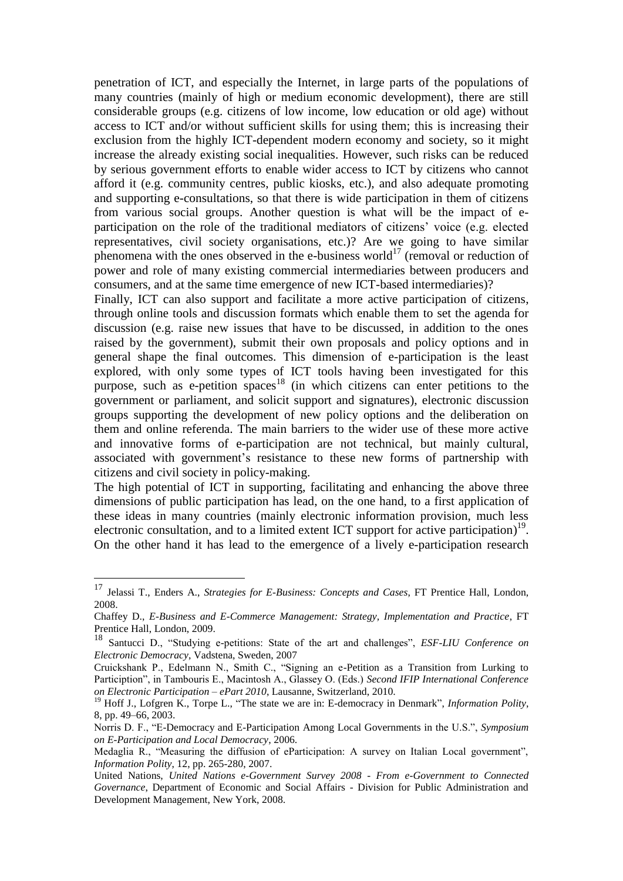penetration of ICT, and especially the Internet, in large parts of the populations of many countries (mainly of high or medium economic development), there are still considerable groups (e.g. citizens of low income, low education or old age) without access to ICT and/or without sufficient skills for using them; this is increasing their exclusion from the highly ICT-dependent modern economy and society, so it might increase the already existing social inequalities. However, such risks can be reduced by serious government efforts to enable wider access to ICT by citizens who cannot afford it (e.g. community centres, public kiosks, etc.), and also adequate promoting and supporting e-consultations, so that there is wide participation in them of citizens from various social groups. Another question is what will be the impact of e-participation on the role of the traditional mediators of citizens' voice (e.g. elected representatives, civil society organisations, etc.)? Are we going to have similar phenomena with the ones observed in the e-business world[17] (removal or reduction of power and role of many existing commercial intermediaries between producers and consumers, and at the same time emergence of new ICT-based intermediaries)?

Finally, ICT can also support and facilitate a more active participation of citizens, through online tools and discussion formats which enable them to set the agenda for discussion (e.g. raise new issues that have to be discussed, in addition to the ones raised by the government), submit their own proposals and policy options and in general shape the final outcomes. This dimension of e-participation is the least explored, with only some types of ICT tools having been investigated for this purpose, such as e-petition spaces[18] (in which citizens can enter petitions to the government or parliament, and solicit support and signatures), electronic discussion groups supporting the development of new policy options and the deliberation on them and online referenda. The main barriers to the wider use of these more active and innovative forms of e-participation are not technical, but mainly cultural, associated with government's resistance to these new forms of partnership with citizens and civil society in policy-making.

The high potential of ICT in supporting, facilitating and enhancing the above three dimensions of public participation has lead, on the one hand, to a first application of these ideas in many countries (mainly electronic information provision, much less electronic consultation, and to a limited extent ICT support for active participation)[19]. On the other hand it has lead to the emergence of a lively e-participation research

---

[17] Jelassi T., Enders A., *Strategies for E-Business: Concepts and Cases*, FT Prentice Hall, London, 2008.

Chaffey D., *E-Business and E-Commerce Management: Strategy, Implementation and Practice*, FT Prentice Hall, London, 2009.

[18] Santucci D., "Studying e-petitions: State of the art and challenges", *ESF-LIU Conference on Electronic Democracy*, Vadstena, Sweden, 2007

Cruickshank P., Edelmann N., Smith C., "Signing an e-Petition as a Transition from Lurking to Particiption", in Tambouris E., Macintosh A., Glassey O. (Eds.) *Second IFIP International Conference on Electronic Participation – ePart 2010*, Lausanne, Switzerland, 2010.

[19] Hoff J., Lofgren K., Torpe L., "The state we are in: E-democracy in Denmark", *Information Polity*, 8, pp. 49–66, 2003.

Norris D. F., "E-Democracy and E-Participation Among Local Governments in the U.S.", *Symposium on E-Participation and Local Democracy*, 2006.

Medaglia R., "Measuring the diffusion of eParticipation: A survey on Italian Local government", *Information Polity*, 12, pp. 265-280, 2007.

United Nations, *United Nations e-Government Survey 2008 - From e-Government to Connected Governance*, Department of Economic and Social Affairs - Division for Public Administration and Development Management, New York, 2008.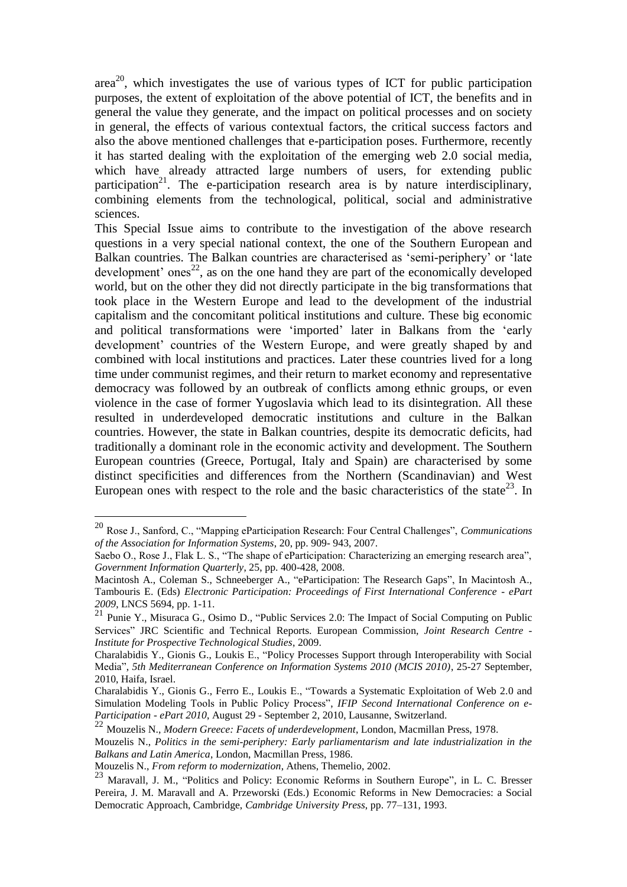area[20], which investigates the use of various types of ICT for public participation purposes, the extent of exploitation of the above potential of ICT, the benefits and in general the value they generate, and the impact on political processes and on society in general, the effects of various contextual factors, the critical success factors and also the above mentioned challenges that e-participation poses. Furthermore, recently it has started dealing with the exploitation of the emerging web 2.0 social media, which have already attracted large numbers of users, for extending public participation[21]. The e-participation research area is by nature interdisciplinary, combining elements from the technological, political, social and administrative sciences.

This Special Issue aims to contribute to the investigation of the above research questions in a very special national context, the one of the Southern European and Balkan countries. The Balkan countries are characterised as 'semi-periphery' or 'late development' ones[22], as on the one hand they are part of the economically developed world, but on the other they did not directly participate in the big transformations that took place in the Western Europe and lead to the development of the industrial capitalism and the concomitant political institutions and culture. These big economic and political transformations were 'imported' later in Balkans from the 'early development' countries of the Western Europe, and were greatly shaped by and combined with local institutions and practices. Later these countries lived for a long time under communist regimes, and their return to market economy and representative democracy was followed by an outbreak of conflicts among ethnic groups, or even violence in the case of former Yugoslavia which lead to its disintegration. All these resulted in underdeveloped democratic institutions and culture in the Balkan countries. However, the state in Balkan countries, despite its democratic deficits, had traditionally a dominant role in the economic activity and development. The Southern European countries (Greece, Portugal, Italy and Spain) are characterised by some distinct specificities and differences from the Northern (Scandinavian) and West European ones with respect to the role and the basic characteristics of the state[23]. In

---

[20] Rose J., Sanford, C., "Mapping eParticipation Research: Four Central Challenges", *Communications of the Association for Information Systems*, 20, pp. 909- 943, 2007.

Saebo O., Rose J., Flak L. S., "The shape of eParticipation: Characterizing an emerging research area", *Government Information Quarterly*, 25, pp. 400-428, 2008.

Macintosh A., Coleman S., Schneeberger A., "eParticipation: The Research Gaps", In Macintosh A., Tambouris E. (Eds) *Electronic Participation: Proceedings of First International Conference - ePart 2009*, LNCS 5694, pp. 1-11.

[21] Punie Y., Misuraca G., Osimo D., "Public Services 2.0: The Impact of Social Computing on Public Services" JRC Scientific and Technical Reports. European Commission, *Joint Research Centre - Institute for Prospective Technological Studies*, 2009.

Charalabidis Y., Gionis G., Loukis E., "Policy Processes Support through Interoperability with Social Media", *5th Mediterranean Conference on Information Systems 2010 (MCIS 2010)*, 25-27 September, 2010, Haifa, Israel.

Charalabidis Y., Gionis G., Ferro E., Loukis E., "Towards a Systematic Exploitation of Web 2.0 and Simulation Modeling Tools in Public Policy Process", *IFIP Second International Conference on e-Participation - ePart 2010*, August 29 - September 2, 2010, Lausanne, Switzerland.

[22] Mouzelis N., *Modern Greece: Facets of underdevelopment*, London, Macmillan Press, 1978.

Mouzelis N., *Politics in the semi-periphery: Early parliamentarism and late industrialization in the Balkans and Latin America*, London, Macmillan Press, 1986.

Mouzelis N., *From reform to modernization*, Athens, Themelio, 2002.

[23] Maravall, J. M., "Politics and Policy: Economic Reforms in Southern Europe", in L. C. Bresser Pereira, J. M. Maravall and A. Przeworski (Eds.) Economic Reforms in New Democracies: a Social Democratic Approach, Cambridge, *Cambridge University Press*, pp. 77–131, 1993.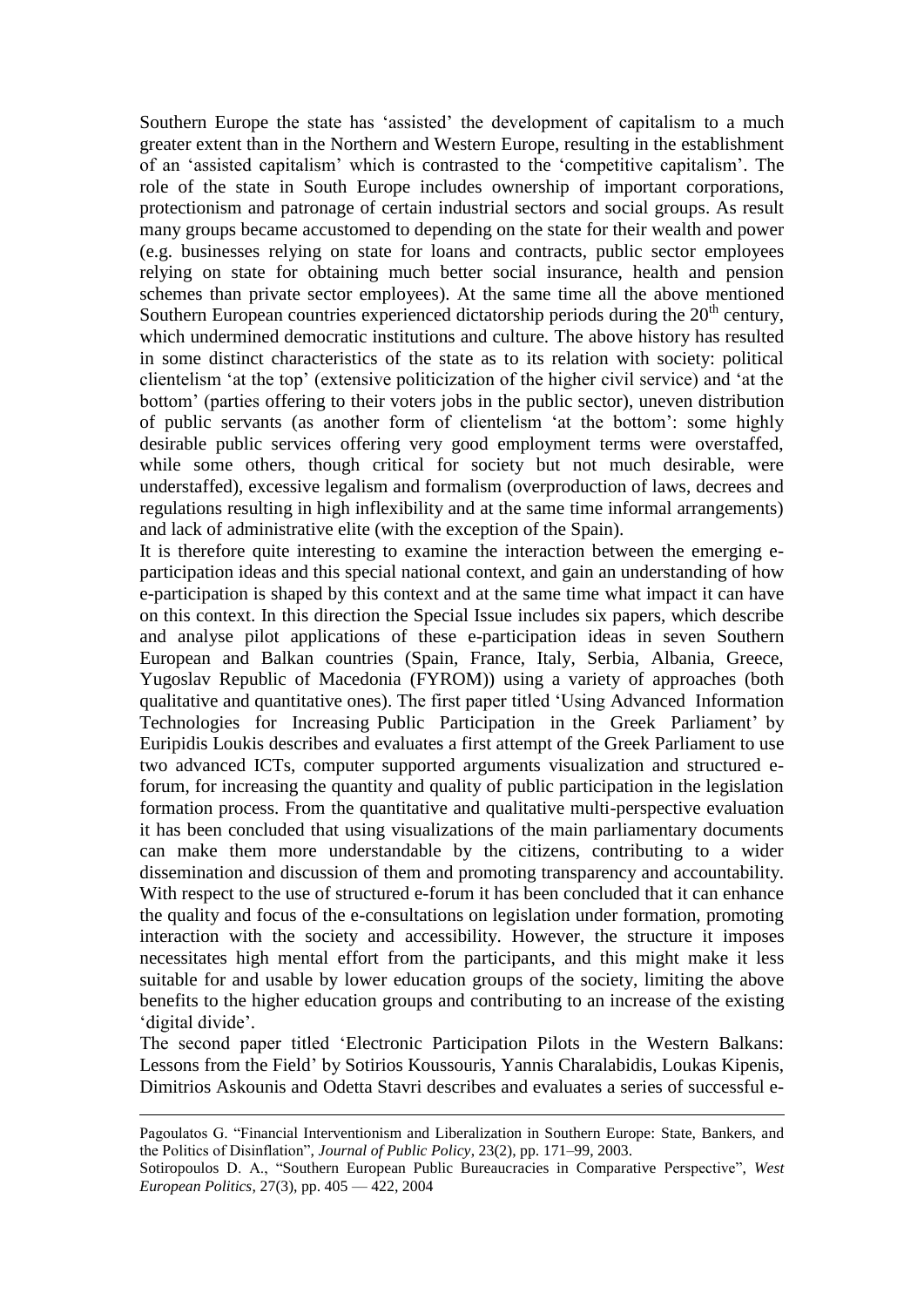Southern Europe the state has 'assisted' the development of capitalism to a much greater extent than in the Northern and Western Europe, resulting in the establishment of an 'assisted capitalism' which is contrasted to the 'competitive capitalism'. The role of the state in South Europe includes ownership of important corporations, protectionism and patronage of certain industrial sectors and social groups. As result many groups became accustomed to depending on the state for their wealth and power (e.g. businesses relying on state for loans and contracts, public sector employees relying on state for obtaining much better social insurance, health and pension schemes than private sector employees). At the same time all the above mentioned Southern European countries experienced dictatorship periods during the 20th century, which undermined democratic institutions and culture. The above history has resulted in some distinct characteristics of the state as to its relation with society: political clientelism 'at the top' (extensive politicization of the higher civil service) and 'at the bottom' (parties offering to their voters jobs in the public sector), uneven distribution of public servants (as another form of clientelism 'at the bottom': some highly desirable public services offering very good employment terms were overstaffed, while some others, though critical for society but not much desirable, were understaffed), excessive legalism and formalism (overproduction of laws, decrees and regulations resulting in high inflexibility and at the same time informal arrangements) and lack of administrative elite (with the exception of the Spain).

It is therefore quite interesting to examine the interaction between the emerging e-participation ideas and this special national context, and gain an understanding of how e-participation is shaped by this context and at the same time what impact it can have on this context. In this direction the Special Issue includes six papers, which describe and analyse pilot applications of these e-participation ideas in seven Southern European and Balkan countries (Spain, France, Italy, Serbia, Albania, Greece, Yugoslav Republic of Macedonia (FYROM)) using a variety of approaches (both qualitative and quantitative ones). The first paper titled 'Using Advanced Information Technologies for Increasing Public Participation in the Greek Parliament' by Euripidis Loukis describes and evaluates a first attempt of the Greek Parliament to use two advanced ICTs, computer supported arguments visualization and structured e-forum, for increasing the quantity and quality of public participation in the legislation formation process. From the quantitative and qualitative multi-perspective evaluation it has been concluded that using visualizations of the main parliamentary documents can make them more understandable by the citizens, contributing to a wider dissemination and discussion of them and promoting transparency and accountability. With respect to the use of structured e-forum it has been concluded that it can enhance the quality and focus of the e-consultations on legislation under formation, promoting interaction with the society and accessibility. However, the structure it imposes necessitates high mental effort from the participants, and this might make it less suitable for and usable by lower education groups of the society, limiting the above benefits to the higher education groups and contributing to an increase of the existing 'digital divide'.

The second paper titled 'Electronic Participation Pilots in the Western Balkans: Lessons from the Field' by Sotirios Koussouris, Yannis Charalabidis, Loukas Kipenis, Dimitrios Askounis and Odetta Stavri describes and evaluates a series of successful e-

---

Pagoulatos G. "Financial Interventionism and Liberalization in Southern Europe: State, Bankers, and the Politics of Disinflation", *Journal of Public Policy*, 23(2), pp. 171–99, 2003.

Sotiropoulos D. A., "Southern European Public Bureaucracies in Comparative Perspective", *West European Politics*, 27(3), pp. 405 — 422, 2004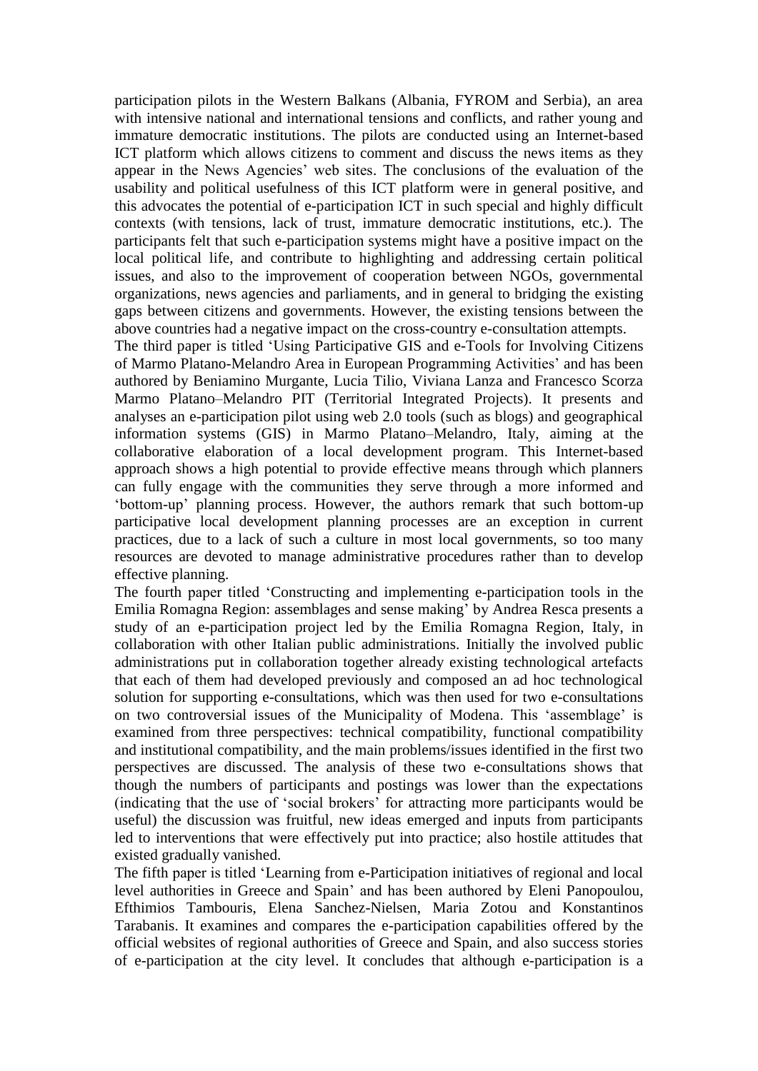participation pilots in the Western Balkans (Albania, FYROM and Serbia), an area with intensive national and international tensions and conflicts, and rather young and immature democratic institutions. The pilots are conducted using an Internet-based ICT platform which allows citizens to comment and discuss the news items as they appear in the News Agencies' web sites. The conclusions of the evaluation of the usability and political usefulness of this ICT platform were in general positive, and this advocates the potential of e-participation ICT in such special and highly difficult contexts (with tensions, lack of trust, immature democratic institutions, etc.). The participants felt that such e-participation systems might have a positive impact on the local political life, and contribute to highlighting and addressing certain political issues, and also to the improvement of cooperation between NGOs, governmental organizations, news agencies and parliaments, and in general to bridging the existing gaps between citizens and governments. However, the existing tensions between the above countries had a negative impact on the cross-country e-consultation attempts.

The third paper is titled 'Using Participative GIS and e-Tools for Involving Citizens of Marmo Platano-Melandro Area in European Programming Activities' and has been authored by Beniamino Murgante, Lucia Tilio, Viviana Lanza and Francesco Scorza Marmo Platano–Melandro PIT (Territorial Integrated Projects). It presents and analyses an e-participation pilot using web 2.0 tools (such as blogs) and geographical information systems (GIS) in Marmo Platano–Melandro, Italy, aiming at the collaborative elaboration of a local development program. This Internet-based approach shows a high potential to provide effective means through which planners can fully engage with the communities they serve through a more informed and 'bottom-up' planning process. However, the authors remark that such bottom-up participative local development planning processes are an exception in current practices, due to a lack of such a culture in most local governments, so too many resources are devoted to manage administrative procedures rather than to develop effective planning.

The fourth paper titled 'Constructing and implementing e-participation tools in the Emilia Romagna Region: assemblages and sense making' by Andrea Resca presents a study of an e-participation project led by the Emilia Romagna Region, Italy, in collaboration with other Italian public administrations. Initially the involved public administrations put in collaboration together already existing technological artefacts that each of them had developed previously and composed an ad hoc technological solution for supporting e-consultations, which was then used for two e-consultations on two controversial issues of the Municipality of Modena. This 'assemblage' is examined from three perspectives: technical compatibility, functional compatibility and institutional compatibility, and the main problems/issues identified in the first two perspectives are discussed. The analysis of these two e-consultations shows that though the numbers of participants and postings was lower than the expectations (indicating that the use of 'social brokers' for attracting more participants would be useful) the discussion was fruitful, new ideas emerged and inputs from participants led to interventions that were effectively put into practice; also hostile attitudes that existed gradually vanished.

The fifth paper is titled 'Learning from e-Participation initiatives of regional and local level authorities in Greece and Spain' and has been authored by Eleni Panopoulou, Efthimios Tambouris, Elena Sanchez-Nielsen, Maria Zotou and Konstantinos Tarabanis. It examines and compares the e-participation capabilities offered by the official websites of regional authorities of Greece and Spain, and also success stories of e-participation at the city level. It concludes that although e-participation is a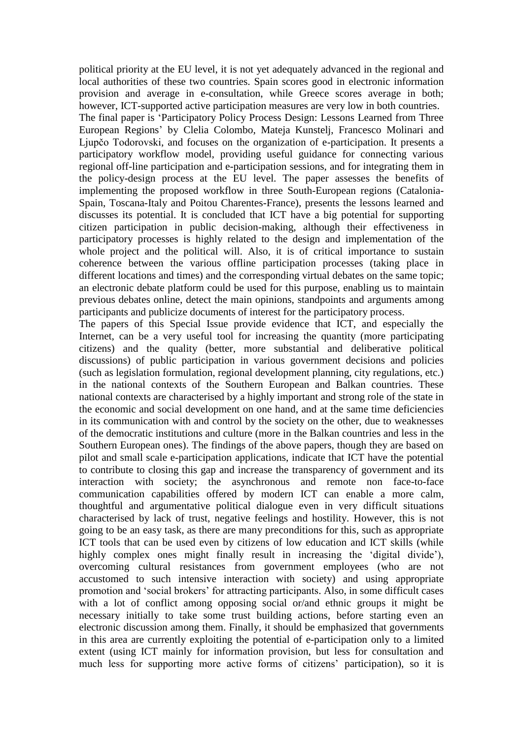political priority at the EU level, it is not yet adequately advanced in the regional and local authorities of these two countries. Spain scores good in electronic information provision and average in e-consultation, while Greece scores average in both; however, ICT-supported active participation measures are very low in both countries.

The final paper is 'Participatory Policy Process Design: Lessons Learned from Three European Regions' by Clelia Colombo, Mateja Kunstelj, Francesco Molinari and Ljupčo Todorovski, and focuses on the organization of e-participation. It presents a participatory workflow model, providing useful guidance for connecting various regional off-line participation and e-participation sessions, and for integrating them in the policy-design process at the EU level. The paper assesses the benefits of implementing the proposed workflow in three South-European regions (Catalonia-Spain, Toscana-Italy and Poitou Charentes-France), presents the lessons learned and discusses its potential. It is concluded that ICT have a big potential for supporting citizen participation in public decision-making, although their effectiveness in participatory processes is highly related to the design and implementation of the whole project and the political will. Also, it is of critical importance to sustain coherence between the various offline participation processes (taking place in different locations and times) and the corresponding virtual debates on the same topic; an electronic debate platform could be used for this purpose, enabling us to maintain previous debates online, detect the main opinions, standpoints and arguments among participants and publicize documents of interest for the participatory process.

The papers of this Special Issue provide evidence that ICT, and especially the Internet, can be a very useful tool for increasing the quantity (more participating citizens) and the quality (better, more substantial and deliberative political discussions) of public participation in various government decisions and policies (such as legislation formulation, regional development planning, city regulations, etc.) in the national contexts of the Southern European and Balkan countries. These national contexts are characterised by a highly important and strong role of the state in the economic and social development on one hand, and at the same time deficiencies in its communication with and control by the society on the other, due to weaknesses of the democratic institutions and culture (more in the Balkan countries and less in the Southern European ones). The findings of the above papers, though they are based on pilot and small scale e-participation applications, indicate that ICT have the potential to contribute to closing this gap and increase the transparency of government and its interaction with society; the asynchronous and remote non face-to-face communication capabilities offered by modern ICT can enable a more calm, thoughtful and argumentative political dialogue even in very difficult situations characterised by lack of trust, negative feelings and hostility. However, this is not going to be an easy task, as there are many preconditions for this, such as appropriate ICT tools that can be used even by citizens of low education and ICT skills (while highly complex ones might finally result in increasing the 'digital divide'), overcoming cultural resistances from government employees (who are not accustomed to such intensive interaction with society) and using appropriate promotion and 'social brokers' for attracting participants. Also, in some difficult cases with a lot of conflict among opposing social or/and ethnic groups it might be necessary initially to take some trust building actions, before starting even an electronic discussion among them. Finally, it should be emphasized that governments in this area are currently exploiting the potential of e-participation only to a limited extent (using ICT mainly for information provision, but less for consultation and much less for supporting more active forms of citizens' participation), so it is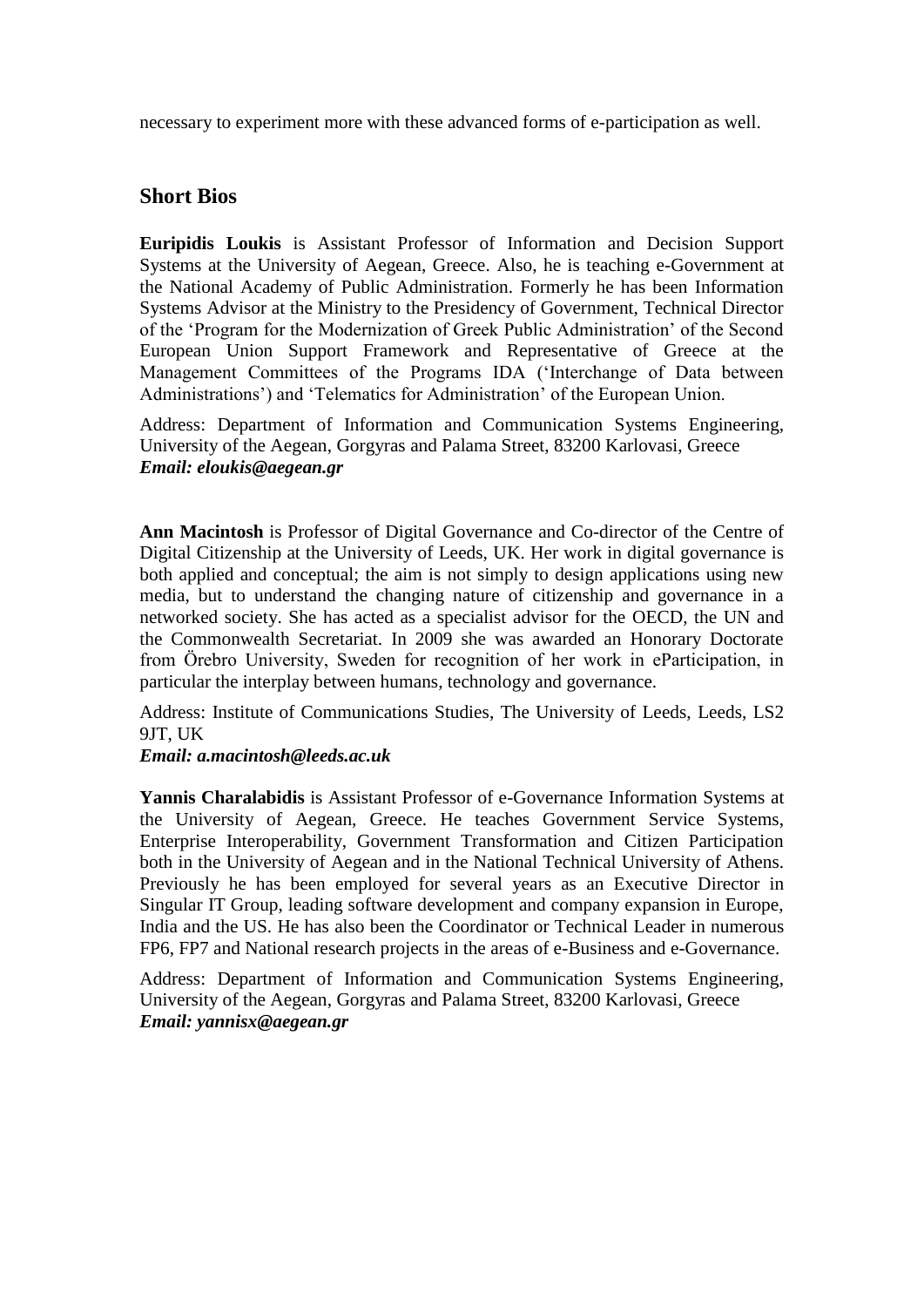necessary to experiment more with these advanced forms of e-participation as well.

## Short Bios

**Euripidis Loukis** is Assistant Professor of Information and Decision Support Systems at the University of Aegean, Greece. Also, he is teaching e-Government at the National Academy of Public Administration. Formerly he has been Information Systems Advisor at the Ministry to the Presidency of Government, Technical Director of the 'Program for the Modernization of Greek Public Administration' of the Second European Union Support Framework and Representative of Greece at the Management Committees of the Programs IDA ('Interchange of Data between Administrations') and 'Telematics for Administration' of the European Union.

Address: Department of Information and Communication Systems Engineering, University of the Aegean, Gorgyras and Palama Street, 83200 Karlovasi, Greece
***Email: eloukis@aegean.gr***

**Ann Macintosh** is Professor of Digital Governance and Co-director of the Centre of Digital Citizenship at the University of Leeds, UK. Her work in digital governance is both applied and conceptual; the aim is not simply to design applications using new media, but to understand the changing nature of citizenship and governance in a networked society. She has acted as a specialist advisor for the OECD, the UN and the Commonwealth Secretariat. In 2009 she was awarded an Honorary Doctorate from Örebro University, Sweden for recognition of her work in eParticipation, in particular the interplay between humans, technology and governance.

Address: Institute of Communications Studies, The University of Leeds, Leeds, LS2 9JT, UK
***Email: a.macintosh@leeds.ac.uk***

**Yannis Charalabidis** is Assistant Professor of e-Governance Information Systems at the University of Aegean, Greece. He teaches Government Service Systems, Enterprise Interoperability, Government Transformation and Citizen Participation both in the University of Aegean and in the National Technical University of Athens. Previously he has been employed for several years as an Executive Director in Singular IT Group, leading software development and company expansion in Europe, India and the US. He has also been the Coordinator or Technical Leader in numerous FP6, FP7 and National research projects in the areas of e-Business and e-Governance.

Address: Department of Information and Communication Systems Engineering, University of the Aegean, Gorgyras and Palama Street, 83200 Karlovasi, Greece
***Email: yannisx@aegean.gr***